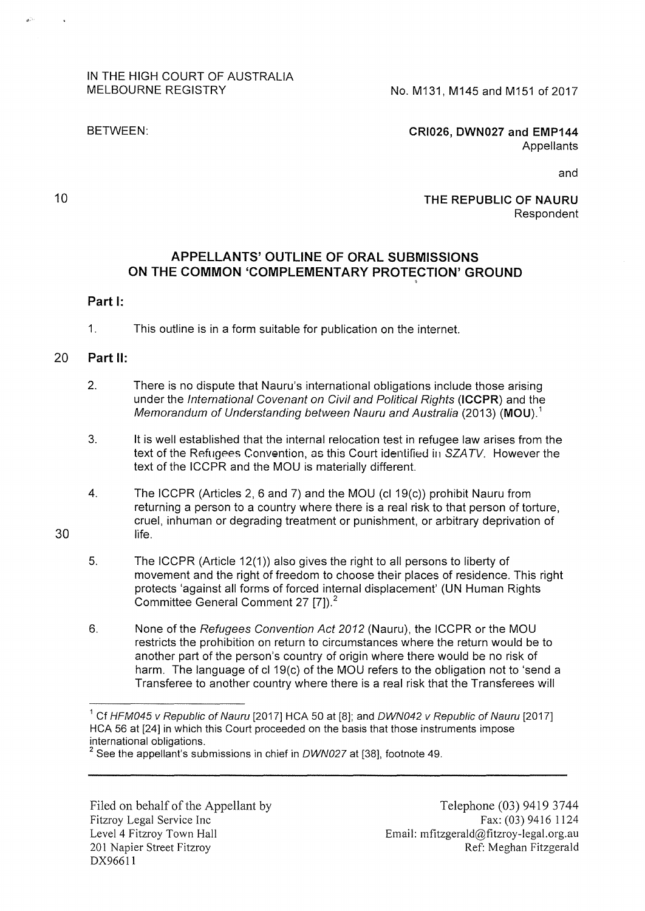IN THE HIGH COURT OF AUSTRALIA
MELBOURNE REGISTRY

No. M131, M145 and M151 of 2017

BETWEEN:

**CRI026, DWN027 and EMP144**
Appellants

and

**THE REPUBLIC OF NAURU**
Respondent

## APPELLANTS' OUTLINE OF ORAL SUBMISSIONS ON THE COMMON 'COMPLEMENTARY PROTECTION' GROUND

### Part I:

1. This outline is in a form suitable for publication on the internet.

### Part II:

2. There is no dispute that Nauru's international obligations include those arising under the *International Covenant on Civil and Political Rights* (**ICCPR**) and the *Memorandum of Understanding between Nauru and Australia* (2013) (**MOU**).[1]

3. It is well established that the internal relocation test in refugee law arises from the text of the Refugees Convention, as this Court identified in *SZATV*. However the text of the ICCPR and the MOU is materially different.

4. The ICCPR (Articles 2, 6 and 7) and the MOU (cl 19(c)) prohibit Nauru from returning a person to a country where there is a real risk to that person of torture, cruel, inhuman or degrading treatment or punishment, or arbitrary deprivation of life.

5. The ICCPR (Article 12(1)) also gives the right to all persons to liberty of movement and the right of freedom to choose their places of residence. This right protects 'against all forms of forced internal displacement' (UN Human Rights Committee General Comment 27 [7]).[2]

6. None of the *Refugees Convention Act 2012* (Nauru), the ICCPR or the MOU restricts the prohibition on return to circumstances where the return would be to another part of the person's country of origin where there would be no risk of harm. The language of cl 19(c) of the MOU refers to the obligation not to 'send a Transferee to another country where there is a real risk that the Transferees will

[1] Cf *HFM045 v Republic of Nauru* [2017] HCA 50 at [8]; and *DWN042 v Republic of Nauru* [2017] HCA 56 at [24] in which this Court proceeded on the basis that those instruments impose international obligations.

[2] See the appellant's submissions in chief in *DWN027* at [38], footnote 49.

Filed on behalf of the Appellant by
Fitzroy Legal Service Inc
Level 4 Fitzroy Town Hall
201 Napier Street Fitzroy
DX96611

Telephone (03) 9419 3744
Fax: (03) 9416 1124
Email: mfitzgerald@fitzroy-legal.org.au
Ref: Meghan Fitzgerald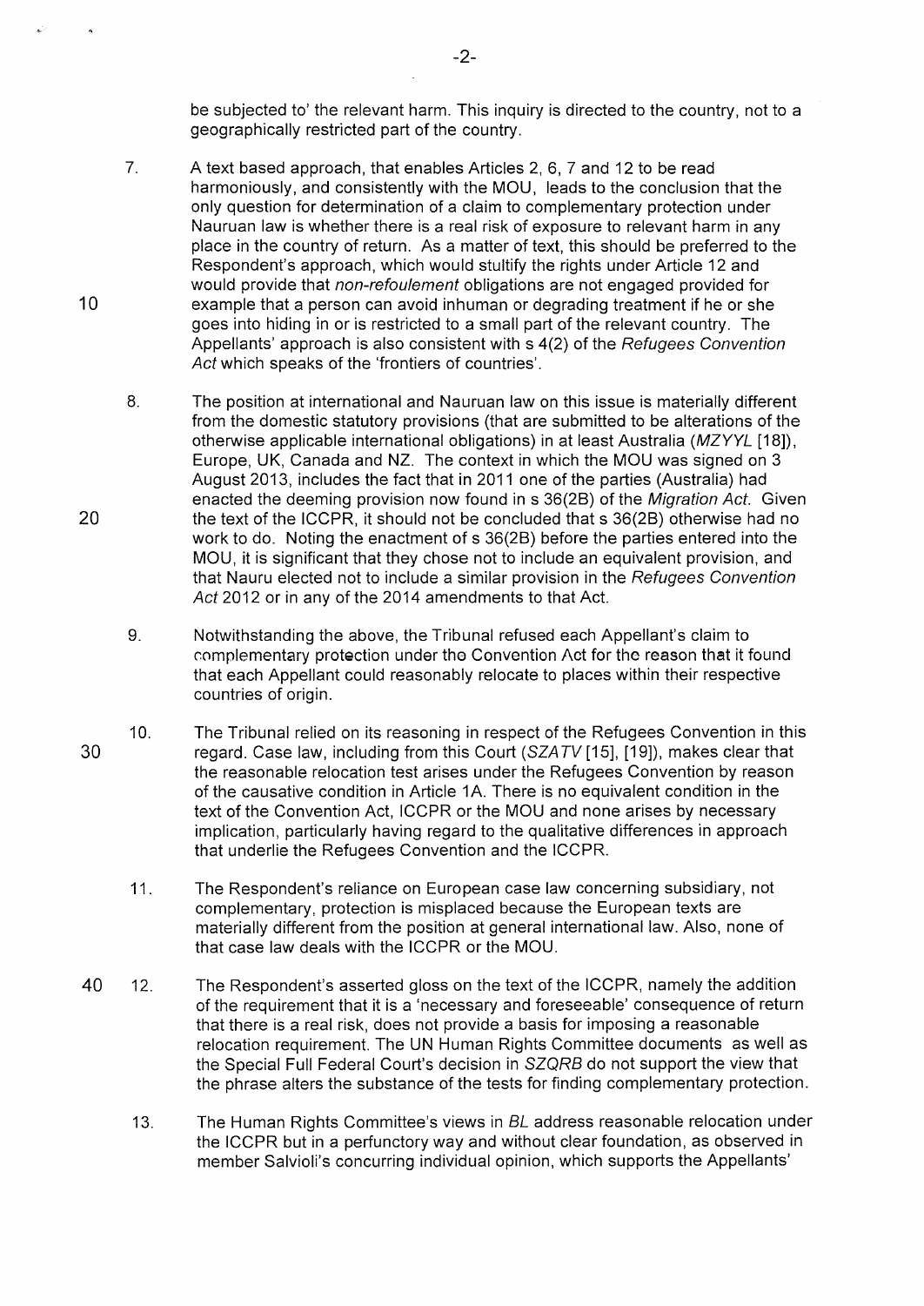be subjected to' the relevant harm. This inquiry is directed to the country, not to a geographically restricted part of the country.

7. A text based approach, that enables Articles 2, 6, 7 and 12 to be read harmoniously, and consistently with the MOU, leads to the conclusion that the only question for determination of a claim to complementary protection under Nauruan law is whether there is a real risk of exposure to relevant harm in any place in the country of return. As a matter of text, this should be preferred to the Respondent's approach, which would stultify the rights under Article 12 and would provide that *non-refoulement* obligations are not engaged provided for example that a person can avoid inhuman or degrading treatment if he or she goes into hiding in or is restricted to a small part of the relevant country. The Appellants' approach is also consistent with s 4(2) of the *Refugees Convention Act* which speaks of the 'frontiers of countries'.

8. The position at international and Nauruan law on this issue is materially different from the domestic statutory provisions (that are submitted to be alterations of the otherwise applicable international obligations) in at least Australia (*MZYYL* [18]), Europe, UK, Canada and NZ. The context in which the MOU was signed on 3 August 2013, includes the fact that in 2011 one of the parties (Australia) had enacted the deeming provision now found in s 36(2B) of the *Migration Act*. Given the text of the ICCPR, it should not be concluded that s 36(2B) otherwise had no work to do. Noting the enactment of s 36(2B) before the parties entered into the MOU, it is significant that they chose not to include an equivalent provision, and that Nauru elected not to include a similar provision in the *Refugees Convention Act* 2012 or in any of the 2014 amendments to that Act.

9. Notwithstanding the above, the Tribunal refused each Appellant's claim to complementary protection under the Convention Act for the reason that it found that each Appellant could reasonably relocate to places within their respective countries of origin.

10. The Tribunal relied on its reasoning in respect of the Refugees Convention in this regard. Case law, including from this Court (*SZATV* [15], [19]), makes clear that the reasonable relocation test arises under the Refugees Convention by reason of the causative condition in Article 1A. There is no equivalent condition in the text of the Convention Act, ICCPR or the MOU and none arises by necessary implication, particularly having regard to the qualitative differences in approach that underlie the Refugees Convention and the ICCPR.

11. The Respondent's reliance on European case law concerning subsidiary, not complementary, protection is misplaced because the European texts are materially different from the position at general international law. Also, none of that case law deals with the ICCPR or the MOU.

12. The Respondent's asserted gloss on the text of the ICCPR, namely the addition of the requirement that it is a 'necessary and foreseeable' consequence of return that there is a real risk, does not provide a basis for imposing a reasonable relocation requirement. The UN Human Rights Committee documents as well as the Special Full Federal Court's decision in *SZQRB* do not support the view that the phrase alters the substance of the tests for finding complementary protection.

13. The Human Rights Committee's views in *BL* address reasonable relocation under the ICCPR but in a perfunctory way and without clear foundation, as observed in member Salvioli's concurring individual opinion, which supports the Appellants'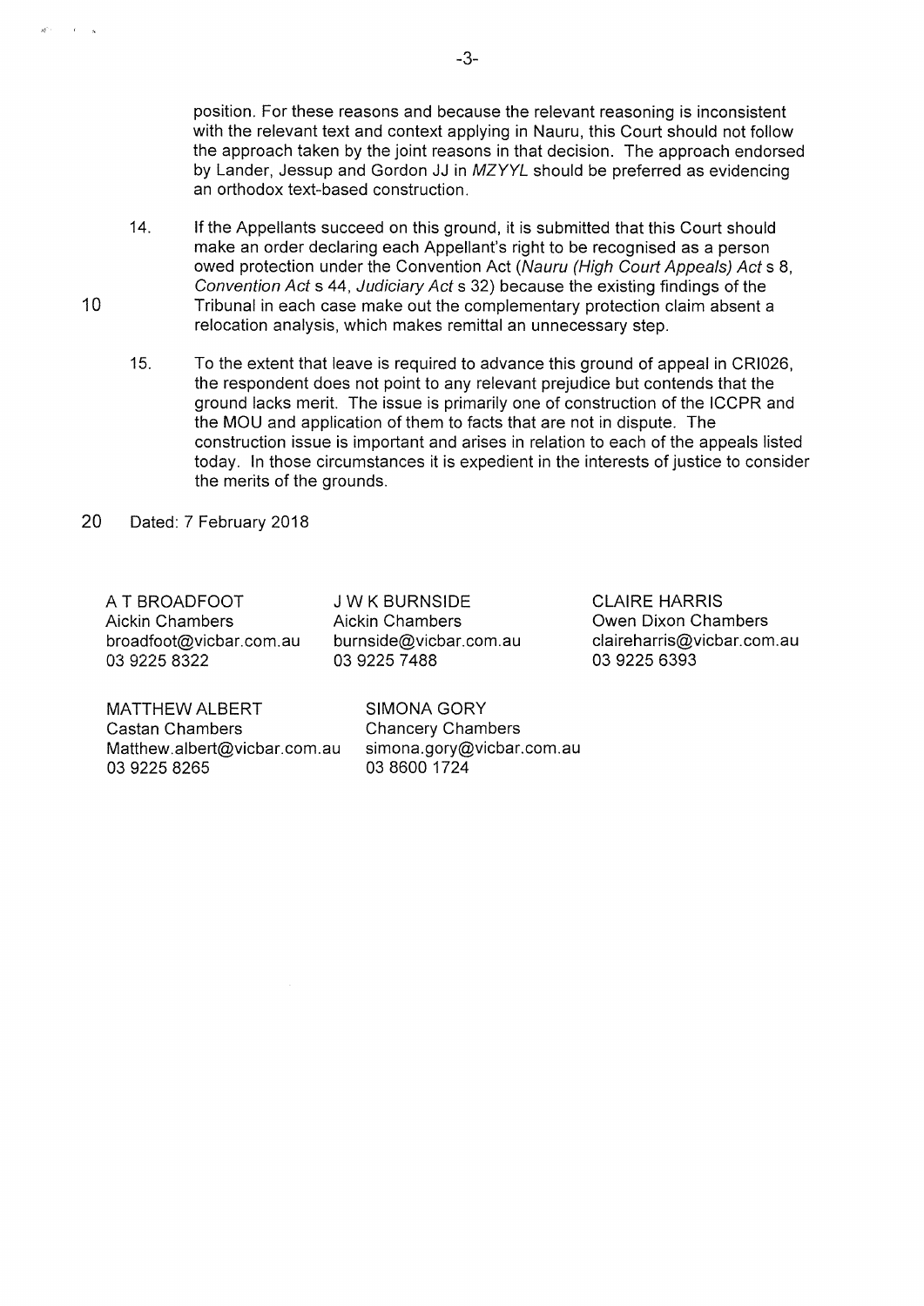position. For these reasons and because the relevant reasoning is inconsistent with the relevant text and context applying in Nauru, this Court should not follow the approach taken by the joint reasons in that decision. The approach endorsed by Lander, Jessup and Gordon JJ in *MZYYL* should be preferred as evidencing an orthodox text-based construction.

14. If the Appellants succeed on this ground, it is submitted that this Court should make an order declaring each Appellant's right to be recognised as a person owed protection under the Convention Act (*Nauru (High Court Appeals) Act* s 8, *Convention Act* s 44, *Judiciary Act* s 32) because the existing findings of the Tribunal in each case make out the complementary protection claim absent a relocation analysis, which makes remittal an unnecessary step.

15. To the extent that leave is required to advance this ground of appeal in CRI026, the respondent does not point to any relevant prejudice but contends that the ground lacks merit. The issue is primarily one of construction of the ICCPR and the MOU and application of them to facts that are not in dispute. The construction issue is important and arises in relation to each of the appeals listed today. In those circumstances it is expedient in the interests of justice to consider the merits of the grounds.

Dated: 7 February 2018

A T BROADFOOT
Aickin Chambers
broadfoot@vicbar.com.au
03 9225 8322

J W K BURNSIDE
Aickin Chambers
burnside@vicbar.com.au
03 9225 7488

CLAIRE HARRIS
Owen Dixon Chambers
claireharris@vicbar.com.au
03 9225 6393

MATTHEW ALBERT
Castan Chambers
Matthew.albert@vicbar.com.au
03 9225 8265

SIMONA GORY
Chancery Chambers
simona.gory@vicbar.com.au
03 8600 1724